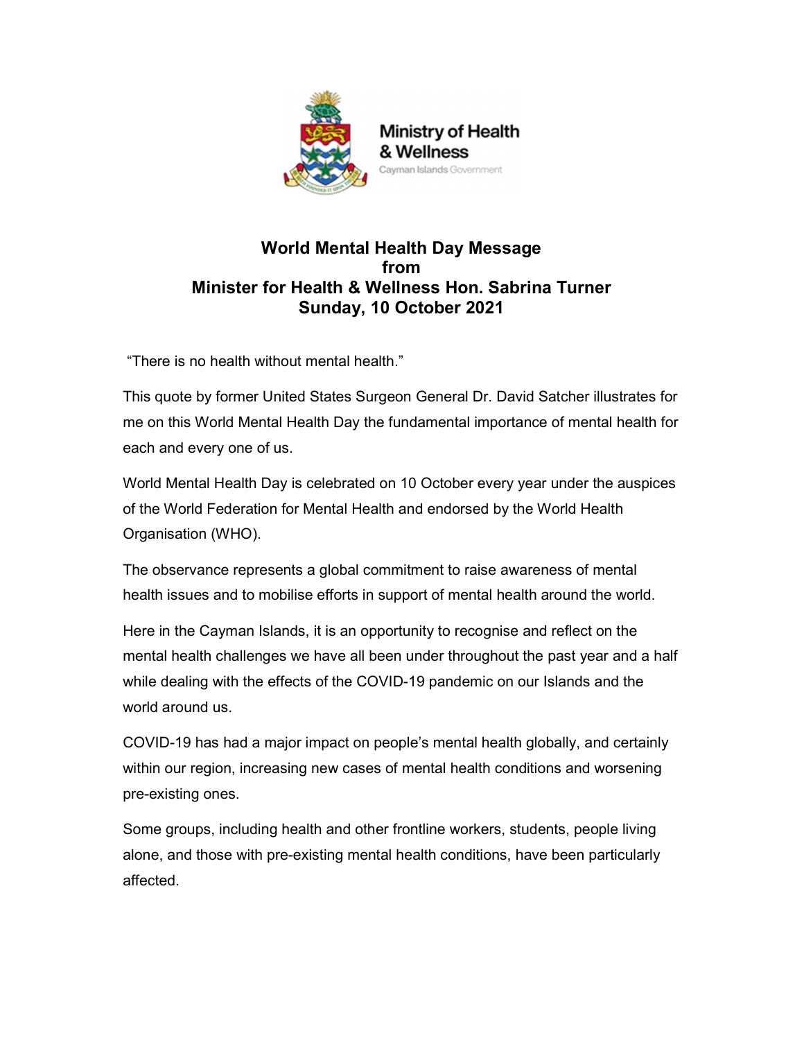Ministry of Health & Wellness
Cayman Islands Government

# World Mental Health Day Message from Minister for Health & Wellness Hon. Sabrina Turner Sunday, 10 October 2021

"There is no health without mental health."

This quote by former United States Surgeon General Dr. David Satcher illustrates for me on this World Mental Health Day the fundamental importance of mental health for each and every one of us.

World Mental Health Day is celebrated on 10 October every year under the auspices of the World Federation for Mental Health and endorsed by the World Health Organisation (WHO).

The observance represents a global commitment to raise awareness of mental health issues and to mobilise efforts in support of mental health around the world.

Here in the Cayman Islands, it is an opportunity to recognise and reflect on the mental health challenges we have all been under throughout the past year and a half while dealing with the effects of the COVID-19 pandemic on our Islands and the world around us.

COVID-19 has had a major impact on people's mental health globally, and certainly within our region, increasing new cases of mental health conditions and worsening pre-existing ones.

Some groups, including health and other frontline workers, students, people living alone, and those with pre-existing mental health conditions, have been particularly affected.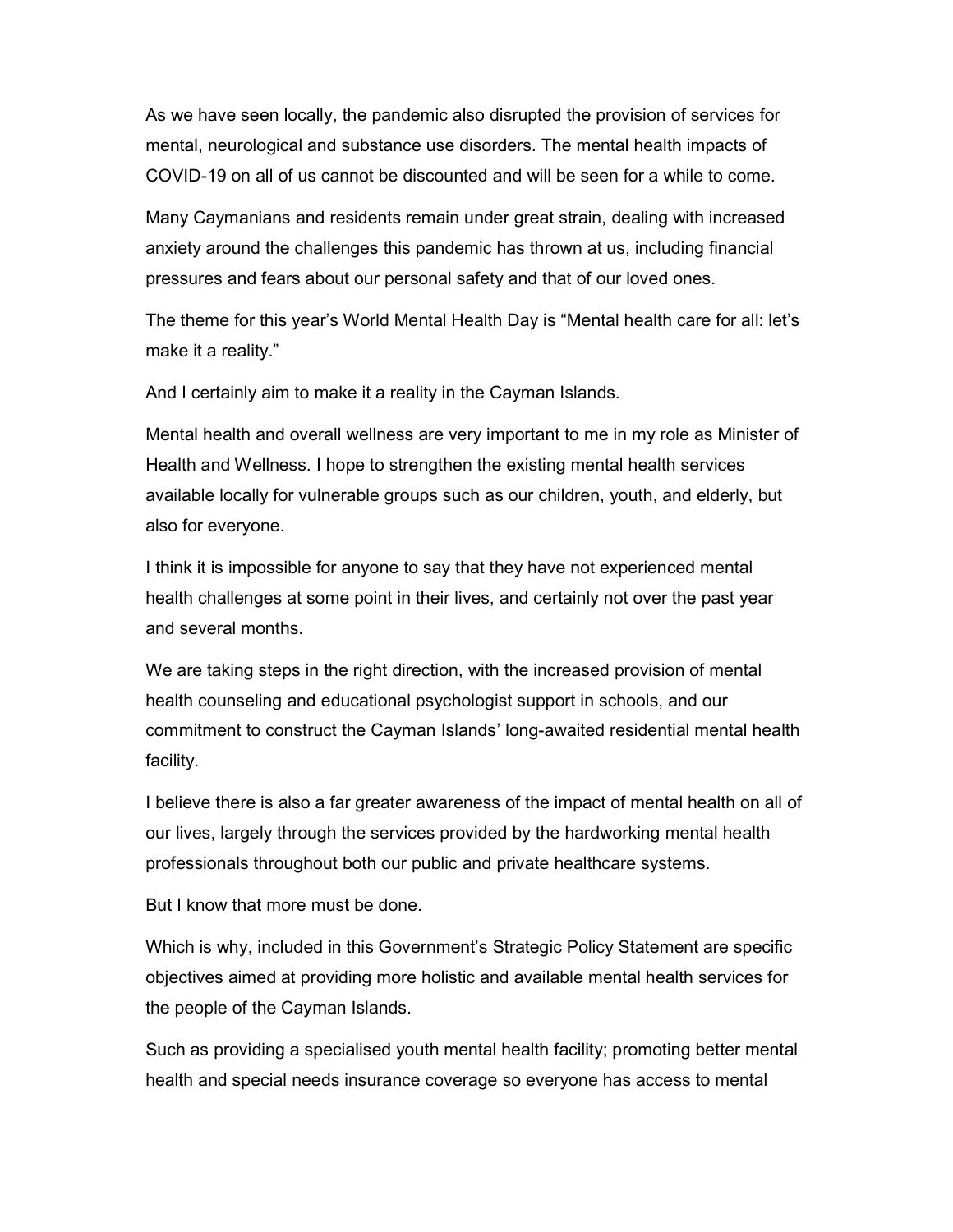As we have seen locally, the pandemic also disrupted the provision of services for mental, neurological and substance use disorders. The mental health impacts of COVID-19 on all of us cannot be discounted and will be seen for a while to come.

Many Caymanians and residents remain under great strain, dealing with increased anxiety around the challenges this pandemic has thrown at us, including financial pressures and fears about our personal safety and that of our loved ones.

The theme for this year's World Mental Health Day is "Mental health care for all: let's make it a reality."

And I certainly aim to make it a reality in the Cayman Islands.

Mental health and overall wellness are very important to me in my role as Minister of Health and Wellness. I hope to strengthen the existing mental health services available locally for vulnerable groups such as our children, youth, and elderly, but also for everyone.

I think it is impossible for anyone to say that they have not experienced mental health challenges at some point in their lives, and certainly not over the past year and several months.

We are taking steps in the right direction, with the increased provision of mental health counseling and educational psychologist support in schools, and our commitment to construct the Cayman Islands' long-awaited residential mental health facility.

I believe there is also a far greater awareness of the impact of mental health on all of our lives, largely through the services provided by the hardworking mental health professionals throughout both our public and private healthcare systems.

But I know that more must be done.

Which is why, included in this Government's Strategic Policy Statement are specific objectives aimed at providing more holistic and available mental health services for the people of the Cayman Islands.

Such as providing a specialised youth mental health facility; promoting better mental health and special needs insurance coverage so everyone has access to mental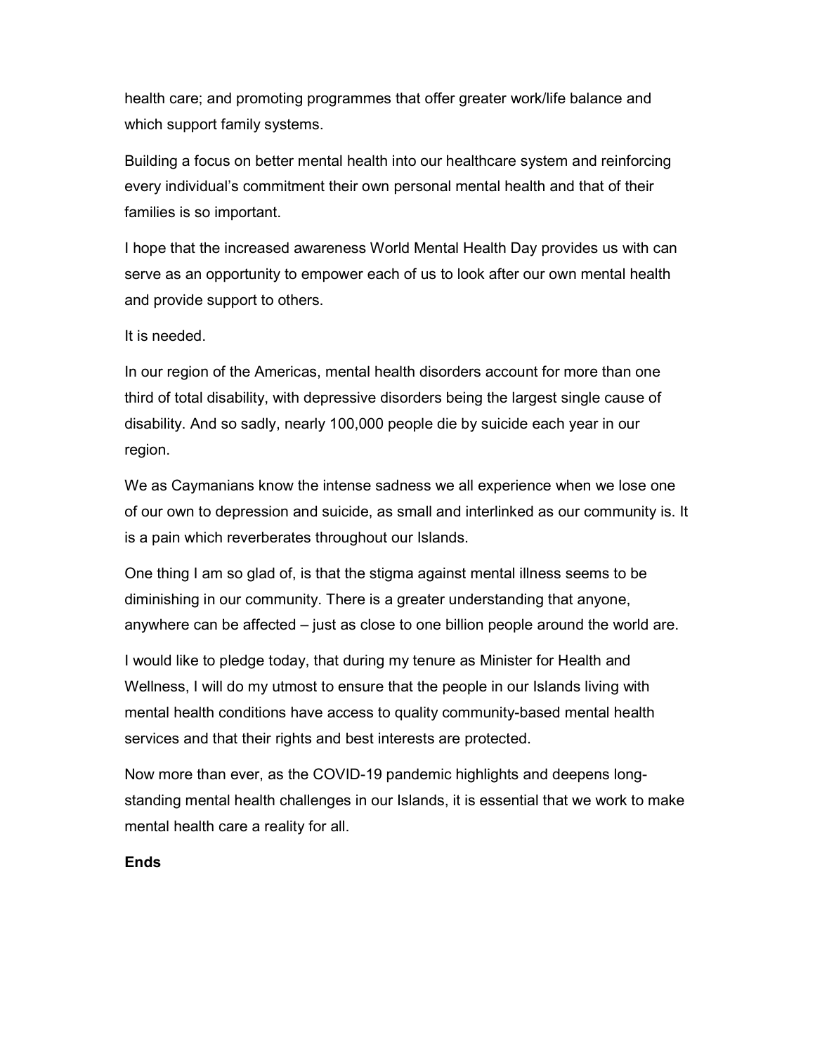health care; and promoting programmes that offer greater work/life balance and which support family systems.

Building a focus on better mental health into our healthcare system and reinforcing every individual's commitment their own personal mental health and that of their families is so important.

I hope that the increased awareness World Mental Health Day provides us with can serve as an opportunity to empower each of us to look after our own mental health and provide support to others.

It is needed.

In our region of the Americas, mental health disorders account for more than one third of total disability, with depressive disorders being the largest single cause of disability. And so sadly, nearly 100,000 people die by suicide each year in our region.

We as Caymanians know the intense sadness we all experience when we lose one of our own to depression and suicide, as small and interlinked as our community is. It is a pain which reverberates throughout our Islands.

One thing I am so glad of, is that the stigma against mental illness seems to be diminishing in our community. There is a greater understanding that anyone, anywhere can be affected – just as close to one billion people around the world are.

I would like to pledge today, that during my tenure as Minister for Health and Wellness, I will do my utmost to ensure that the people in our Islands living with mental health conditions have access to quality community-based mental health services and that their rights and best interests are protected.

Now more than ever, as the COVID-19 pandemic highlights and deepens long-standing mental health challenges in our Islands, it is essential that we work to make mental health care a reality for all.

**Ends**